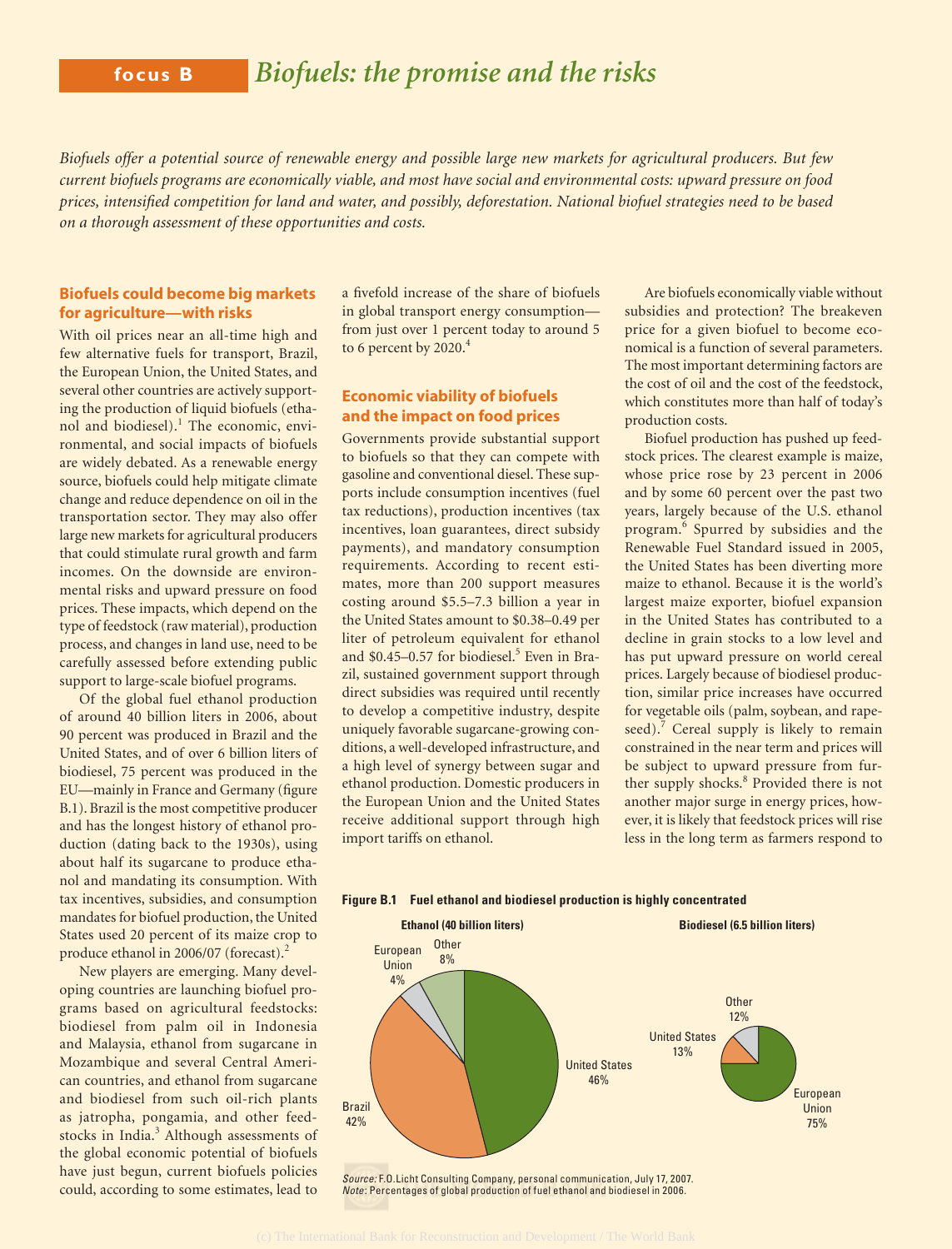# focus B *Biofuels: the promise and the risks*

*Biofuels offer a potential source of renewable energy and possible large new markets for agricultural producers. But few current biofuels programs are economically viable, and most have social and environmental costs: upward pressure on food prices, intensified competition for land and water, and possibly, deforestation. National biofuel strategies need to be based on a thorough assessment of these opportunities and costs.*

## Biofuels could become big markets for agriculture—with risks

With oil prices near an all-time high and few alternative fuels for transport, Brazil, the European Union, the United States, and several other countries are actively supporting the production of liquid biofuels (ethanol and biodiesel).[1] The economic, environmental, and social impacts of biofuels are widely debated. As a renewable energy source, biofuels could help mitigate climate change and reduce dependence on oil in the transportation sector. They may also offer large new markets for agricultural producers that could stimulate rural growth and farm incomes. On the downside are environmental risks and upward pressure on food prices. These impacts, which depend on the type of feedstock (raw material), production process, and changes in land use, need to be carefully assessed before extending public support to large-scale biofuel programs.

Of the global fuel ethanol production of around 40 billion liters in 2006, about 90 percent was produced in Brazil and the United States, and of over 6 billion liters of biodiesel, 75 percent was produced in the EU—mainly in France and Germany (figure B.1). Brazil is the most competitive producer and has the longest history of ethanol production (dating back to the 1930s), using about half its sugarcane to produce ethanol and mandating its consumption. With tax incentives, subsidies, and consumption mandates for biofuel production, the United States used 20 percent of its maize crop to produce ethanol in 2006/07 (forecast).[2]

New players are emerging. Many developing countries are launching biofuel programs based on agricultural feedstocks: biodiesel from palm oil in Indonesia and Malaysia, ethanol from sugarcane in Mozambique and several Central American countries, and ethanol from sugarcane and biodiesel from such oil-rich plants as jatropha, pongamia, and other feedstocks in India.[3] Although assessments of the global economic potential of biofuels have just begun, current biofuels policies could, according to some estimates, lead to a fivefold increase of the share of biofuels in global transport energy consumption—from just over 1 percent today to around 5 to 6 percent by 2020.[4]

## Economic viability of biofuels and the impact on food prices

Governments provide substantial support to biofuels so that they can compete with gasoline and conventional diesel. These supports include consumption incentives (fuel tax reductions), production incentives (tax incentives, loan guarantees, direct subsidy payments), and mandatory consumption requirements. According to recent estimates, more than 200 support measures costing around \$5.5–7.3 billion a year in the United States amount to \$0.38–0.49 per liter of petroleum equivalent for ethanol and \$0.45–0.57 for biodiesel.[5] Even in Brazil, sustained government support through direct subsidies was required until recently to develop a competitive industry, despite uniquely favorable sugarcane-growing conditions, a well-developed infrastructure, and a high level of synergy between sugar and ethanol production. Domestic producers in the European Union and the United States receive additional support through high import tariffs on ethanol.

Are biofuels economically viable without subsidies and protection? The breakeven price for a given biofuel to become economical is a function of several parameters. The most important determining factors are the cost of oil and the cost of the feedstock, which constitutes more than half of today's production costs.

Biofuel production has pushed up feedstock prices. The clearest example is maize, whose price rose by 23 percent in 2006 and by some 60 percent over the past two years, largely because of the U.S. ethanol program.[6] Spurred by subsidies and the Renewable Fuel Standard issued in 2005, the United States has been diverting more maize to ethanol. Because it is the world's largest maize exporter, biofuel expansion in the United States has contributed to a decline in grain stocks to a low level and has put upward pressure on world cereal prices. Largely because of biodiesel production, similar price increases have occurred for vegetable oils (palm, soybean, and rapeseed).[7] Cereal supply is likely to remain constrained in the near term and prices will be subject to upward pressure from further supply shocks.[8] Provided there is not another major surge in energy prices, however, it is likely that feedstock prices will rise less in the long term as farmers respond to

**Figure B.1 Fuel ethanol and biodiesel production is highly concentrated**

| Ethanol (40 billion liters) | Share |
|---|---|
| United States | 46% |
| Brazil | 42% |
| European Union | 4% |
| Other | 8% |

| Biodiesel (6.5 billion liters) | Share |
|---|---|
| European Union | 75% |
| United States | 13% |
| Other | 12% |

*Source:* F.O.Licht Consulting Company, personal communication, July 17, 2007.
*Note:* Percentages of global production of fuel ethanol and biodiesel in 2006.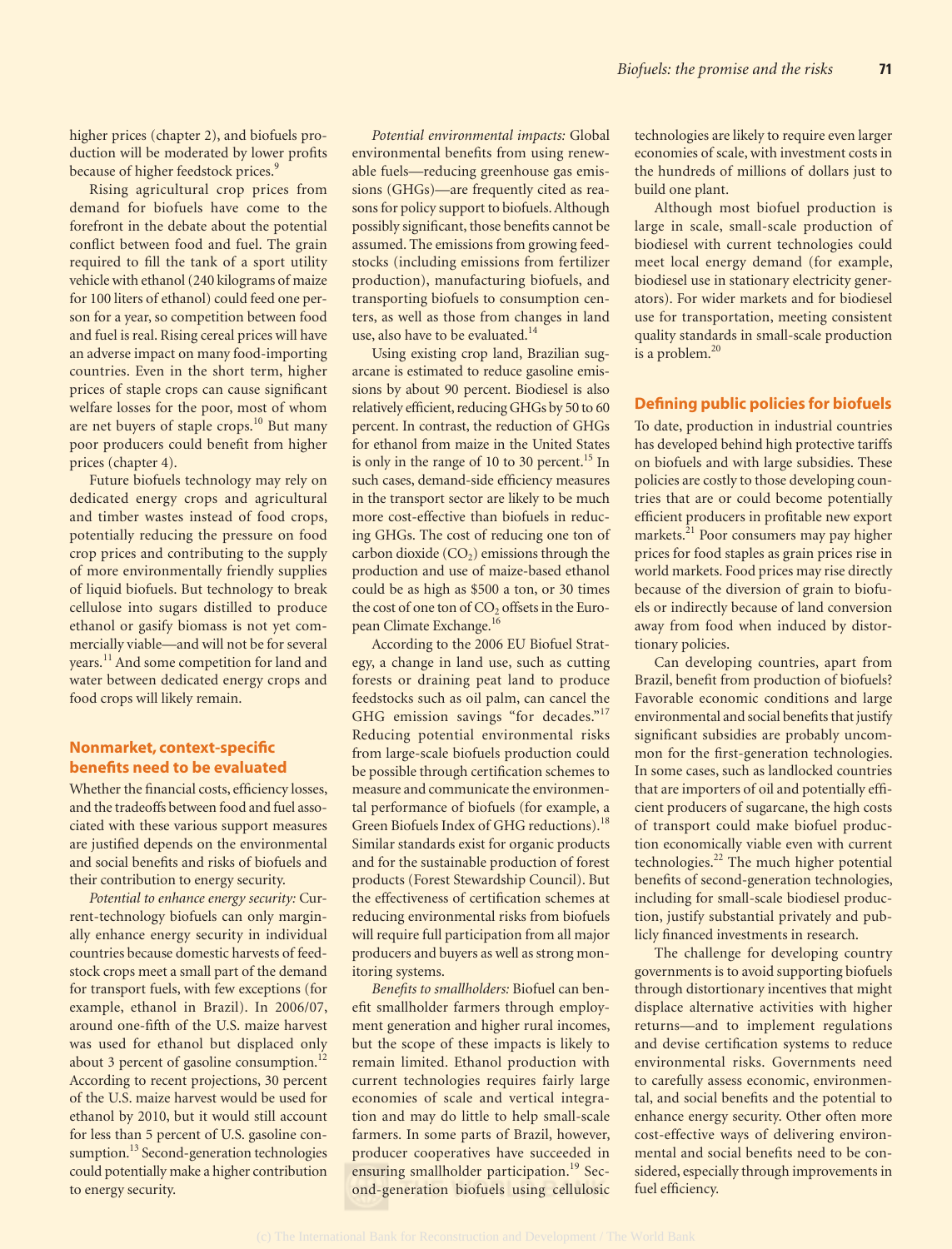higher prices (chapter 2), and biofuels production will be moderated by lower profits because of higher feedstock prices.[9]

Rising agricultural crop prices from demand for biofuels have come to the forefront in the debate about the potential conflict between food and fuel. The grain required to fill the tank of a sport utility vehicle with ethanol (240 kilograms of maize for 100 liters of ethanol) could feed one person for a year, so competition between food and fuel is real. Rising cereal prices will have an adverse impact on many food-importing countries. Even in the short term, higher prices of staple crops can cause significant welfare losses for the poor, most of whom are net buyers of staple crops.[10] But many poor producers could benefit from higher prices (chapter 4).

Future biofuels technology may rely on dedicated energy crops and agricultural and timber wastes instead of food crops, potentially reducing the pressure on food crop prices and contributing to the supply of more environmentally friendly supplies of liquid biofuels. But technology to break cellulose into sugars distilled to produce ethanol or gasify biomass is not yet commercially viable—and will not be for several years.[11] And some competition for land and water between dedicated energy crops and food crops will likely remain.

## Nonmarket, context-specific benefits need to be evaluated

Whether the financial costs, efficiency losses, and the tradeoffs between food and fuel associated with these various support measures are justified depends on the environmental and social benefits and risks of biofuels and their contribution to energy security.

*Potential to enhance energy security:* Current-technology biofuels can only marginally enhance energy security in individual countries because domestic harvests of feedstock crops meet a small part of the demand for transport fuels, with few exceptions (for example, ethanol in Brazil). In 2006/07, around one-fifth of the U.S. maize harvest was used for ethanol but displaced only about 3 percent of gasoline consumption.[12] According to recent projections, 30 percent of the U.S. maize harvest would be used for ethanol by 2010, but it would still account for less than 5 percent of U.S. gasoline consumption.[13] Second-generation technologies could potentially make a higher contribution to energy security.

*Potential environmental impacts:* Global environmental benefits from using renewable fuels—reducing greenhouse gas emissions (GHGs)—are frequently cited as reasons for policy support to biofuels. Although possibly significant, those benefits cannot be assumed. The emissions from growing feedstocks (including emissions from fertilizer production), manufacturing biofuels, and transporting biofuels to consumption centers, as well as those from changes in land use, also have to be evaluated.[14]

Using existing crop land, Brazilian sugarcane is estimated to reduce gasoline emissions by about 90 percent. Biodiesel is also relatively efficient, reducing GHGs by 50 to 60 percent. In contrast, the reduction of GHGs for ethanol from maize in the United States is only in the range of 10 to 30 percent.[15] In such cases, demand-side efficiency measures in the transport sector are likely to be much more cost-effective than biofuels in reducing GHGs. The cost of reducing one ton of carbon dioxide ($CO_2$) emissions through the production and use of maize-based ethanol could be as high as \$500 a ton, or 30 times the cost of one ton of $CO_2$ offsets in the European Climate Exchange.[16]

According to the 2006 EU Biofuel Strategy, a change in land use, such as cutting forests or draining peat land to produce feedstocks such as oil palm, can cancel the GHG emission savings "for decades."[17] Reducing potential environmental risks from large-scale biofuels production could be possible through certification schemes to measure and communicate the environmental performance of biofuels (for example, a Green Biofuels Index of GHG reductions).[18] Similar standards exist for organic products and for the sustainable production of forest products (Forest Stewardship Council). But the effectiveness of certification schemes at reducing environmental risks from biofuels will require full participation from all major producers and buyers as well as strong monitoring systems.

*Benefits to smallholders:* Biofuel can benefit smallholder farmers through employment generation and higher rural incomes, but the scope of these impacts is likely to remain limited. Ethanol production with current technologies requires fairly large economies of scale and vertical integration and may do little to help small-scale farmers. In some parts of Brazil, however, producer cooperatives have succeeded in ensuring smallholder participation.[19] Second-generation biofuels using cellulosic technologies are likely to require even larger economies of scale, with investment costs in the hundreds of millions of dollars just to build one plant.

Although most biofuel production is large in scale, small-scale production of biodiesel with current technologies could meet local energy demand (for example, biodiesel use in stationary electricity generators). For wider markets and for biodiesel use for transportation, meeting consistent quality standards in small-scale production is a problem.[20]

## Defining public policies for biofuels

To date, production in industrial countries has developed behind high protective tariffs on biofuels and with large subsidies. These policies are costly to those developing countries that are or could become potentially efficient producers in profitable new export markets.[21] Poor consumers may pay higher prices for food staples as grain prices rise in world markets. Food prices may rise directly because of the diversion of grain to biofuels or indirectly because of land conversion away from food when induced by distortionary policies.

Can developing countries, apart from Brazil, benefit from production of biofuels? Favorable economic conditions and large environmental and social benefits that justify significant subsidies are probably uncommon for the first-generation technologies. In some cases, such as landlocked countries that are importers of oil and potentially efficient producers of sugarcane, the high costs of transport could make biofuel production economically viable even with current technologies.[22] The much higher potential benefits of second-generation technologies, including for small-scale biodiesel production, justify substantial privately and publicly financed investments in research.

The challenge for developing country governments is to avoid supporting biofuels through distortionary incentives that might displace alternative activities with higher returns—and to implement regulations and devise certification systems to reduce environmental risks. Governments need to carefully assess economic, environmental, and social benefits and the potential to enhance energy security. Other often more cost-effective ways of delivering environmental and social benefits need to be considered, especially through improvements in fuel efficiency.